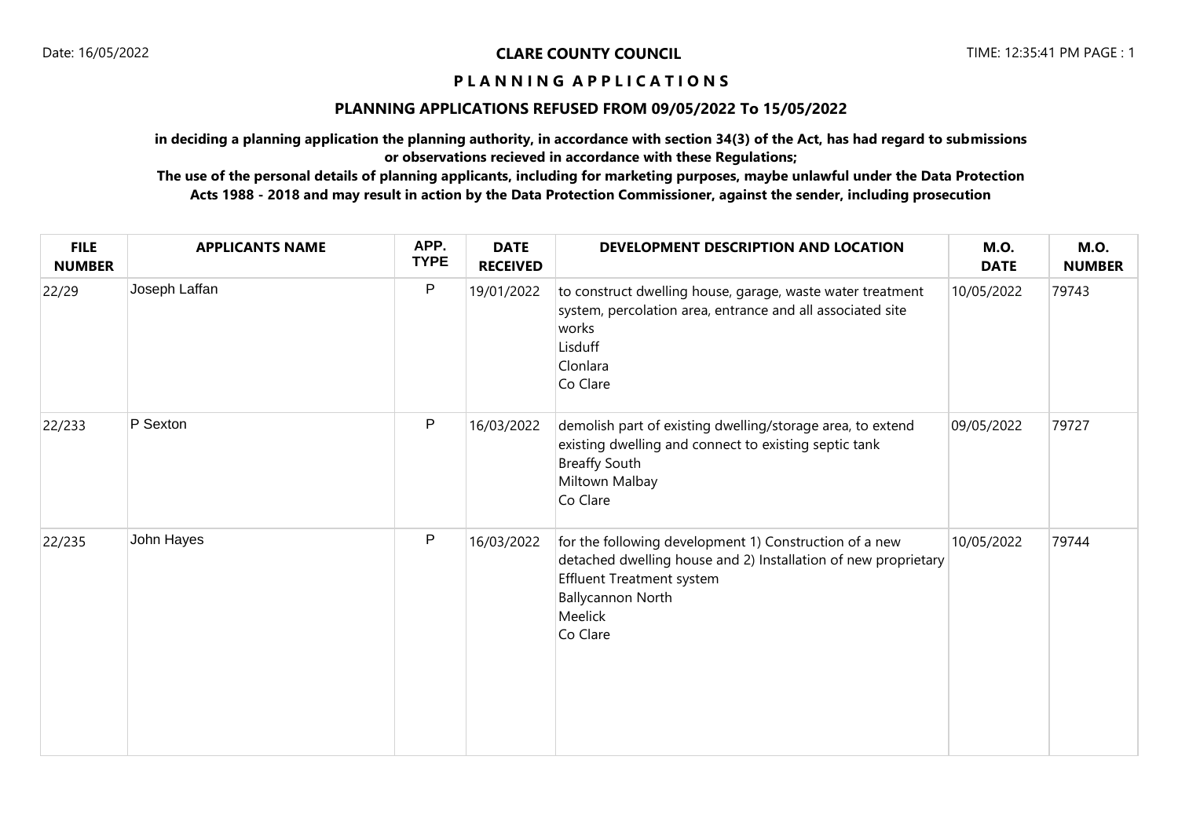**CLARE COUNTY COUNCIL**

**P L A N N I N G A P P L I C A T I O N S**

## PLANNING APPLICATIONS REFUSED FROM 09/05/2022 To 15/05/2022

**in deciding a planning application the planning authority, in accordance with section 34(3) of the Act, has had regard to submissions or observations recieved in accordance with these Regulations;**

**The use of the personal details of planning applicants, including for marketing purposes, maybe unlawful under the Data Protection Acts 1988 - 2018 and may result in action by the Data Protection Commissioner, against the sender, including prosecution**

| FILE NUMBER | APPLICANTS NAME | APP. TYPE | DATE RECEIVED | DEVELOPMENT DESCRIPTION AND LOCATION | M.O. DATE | M.O. NUMBER |
|---|---|---|---|---|---|---|
| 22/29 | Joseph Laffan | P | 19/01/2022 | to construct dwelling house, garage, waste water treatment system, percolation area, entrance and all associated site works<br>Lisduff<br>Clonlara<br>Co Clare | 10/05/2022 | 79743 |
| 22/233 | P Sexton | P | 16/03/2022 | demolish part of existing dwelling/storage area, to extend existing dwelling and connect to existing septic tank<br>Breaffy South<br>Miltown Malbay<br>Co Clare | 09/05/2022 | 79727 |
| 22/235 | John Hayes | P | 16/03/2022 | for the following development 1) Construction of a new detached dwelling house and 2) Installation of new proprietary Effluent Treatment system<br>Ballycannon North<br>Meelick<br>Co Clare | 10/05/2022 | 79744 |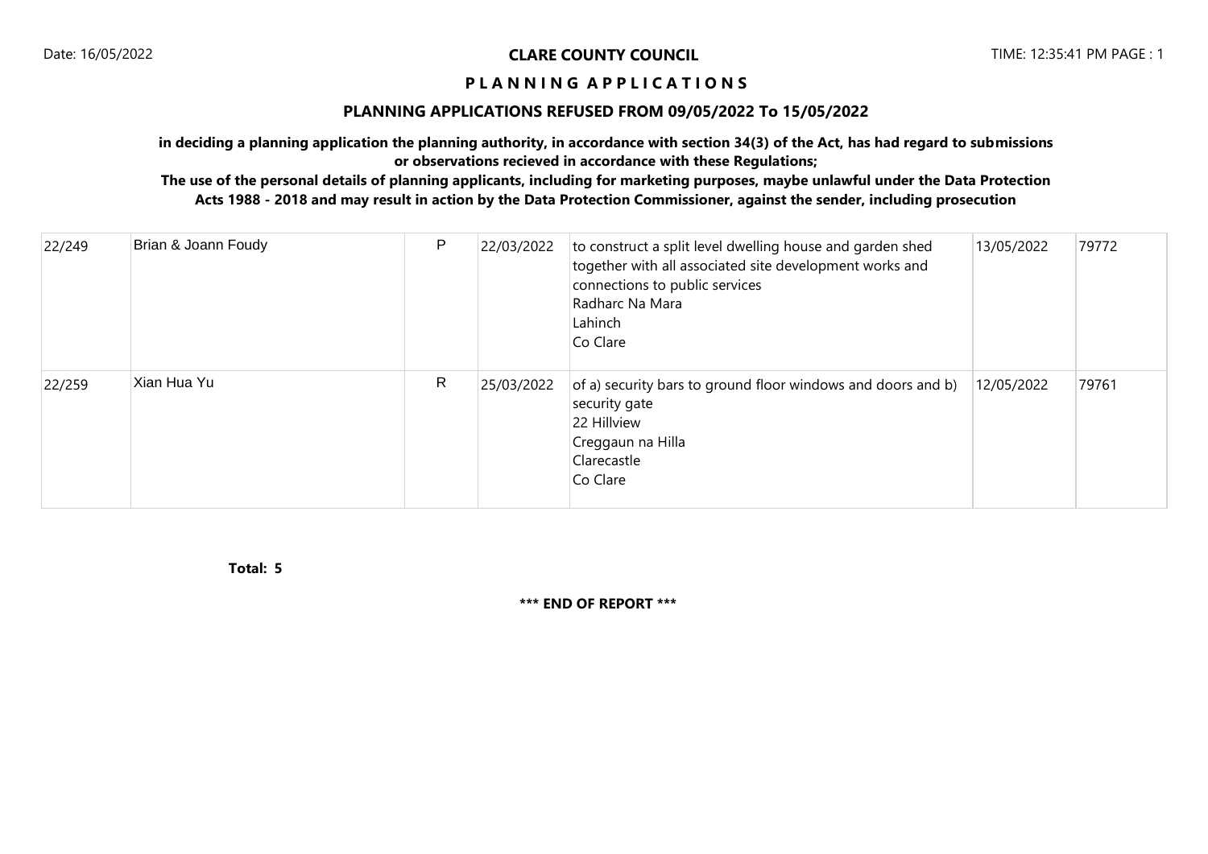# CLARE COUNTY COUNCIL

## P L A N N I N G A P P L I C A T I O N S

## PLANNING APPLICATIONS REFUSED FROM 09/05/2022 To 15/05/2022

**in deciding a planning application the planning authority, in accordance with section 34(3) of the Act, has had regard to submissions or observations recieved in accordance with these Regulations;**

**The use of the personal details of planning applicants, including for marketing purposes, maybe unlawful under the Data Protection Acts 1988 - 2018 and may result in action by the Data Protection Commissioner, against the sender, including prosecution**

| | | | | | | |
|---|---|---|---|---|---|---|
| 22/249 | Brian & Joann Foudy | P | 22/03/2022 | to construct a split level dwelling house and garden shed together with all associated site development works and connections to public services<br>Radharc Na Mara<br>Lahinch<br>Co Clare | 13/05/2022 | 79772 |
| 22/259 | Xian Hua Yu | R | 25/03/2022 | of a) security bars to ground floor windows and doors and b) security gate<br>22 Hillview<br>Creggaun na Hilla<br>Clarecastle<br>Co Clare | 12/05/2022 | 79761 |

**Total: 5**

**\*\*\* END OF REPORT \*\*\***